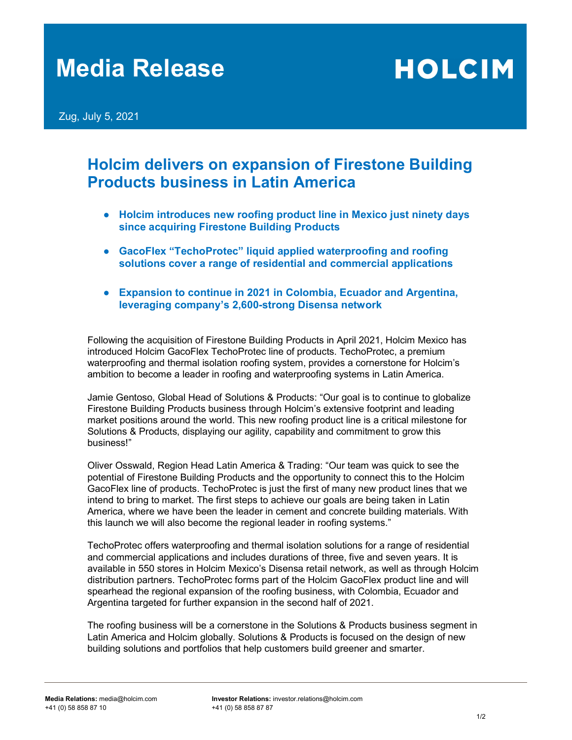# Media Release

**HOLCIM**

Zug, July 5, 2021

## Holcim delivers on expansion of Firestone Building Products business in Latin America

- **Holcim introduces new roofing product line in Mexico just ninety days since acquiring Firestone Building Products**
- **GacoFlex "TechoProtec" liquid applied waterproofing and roofing solutions cover a range of residential and commercial applications**
- **Expansion to continue in 2021 in Colombia, Ecuador and Argentina, leveraging company's 2,600-strong Disensa network**

Following the acquisition of Firestone Building Products in April 2021, Holcim Mexico has introduced Holcim GacoFlex TechoProtec line of products. TechoProtec, a premium waterproofing and thermal isolation roofing system, provides a cornerstone for Holcim's ambition to become a leader in roofing and waterproofing systems in Latin America.

Jamie Gentoso, Global Head of Solutions & Products: "Our goal is to continue to globalize Firestone Building Products business through Holcim's extensive footprint and leading market positions around the world. This new roofing product line is a critical milestone for Solutions & Products, displaying our agility, capability and commitment to grow this business!"

Oliver Osswald, Region Head Latin America & Trading: "Our team was quick to see the potential of Firestone Building Products and the opportunity to connect this to the Holcim GacoFlex line of products. TechoProtec is just the first of many new product lines that we intend to bring to market. The first steps to achieve our goals are being taken in Latin America, where we have been the leader in cement and concrete building materials. With this launch we will also become the regional leader in roofing systems."

TechoProtec offers waterproofing and thermal isolation solutions for a range of residential and commercial applications and includes durations of three, five and seven years. It is available in 550 stores in Holcim Mexico's Disensa retail network, as well as through Holcim distribution partners. TechoProtec forms part of the Holcim GacoFlex product line and will spearhead the regional expansion of the roofing business, with Colombia, Ecuador and Argentina targeted for further expansion in the second half of 2021.

The roofing business will be a cornerstone in the Solutions & Products business segment in Latin America and Holcim globally. Solutions & Products is focused on the design of new building solutions and portfolios that help customers build greener and smarter.

**Media Relations:** media@holcim.com
+41 (0) 58 858 87 10

**Investor Relations:** investor.relations@holcim.com
+41 (0) 58 858 87 87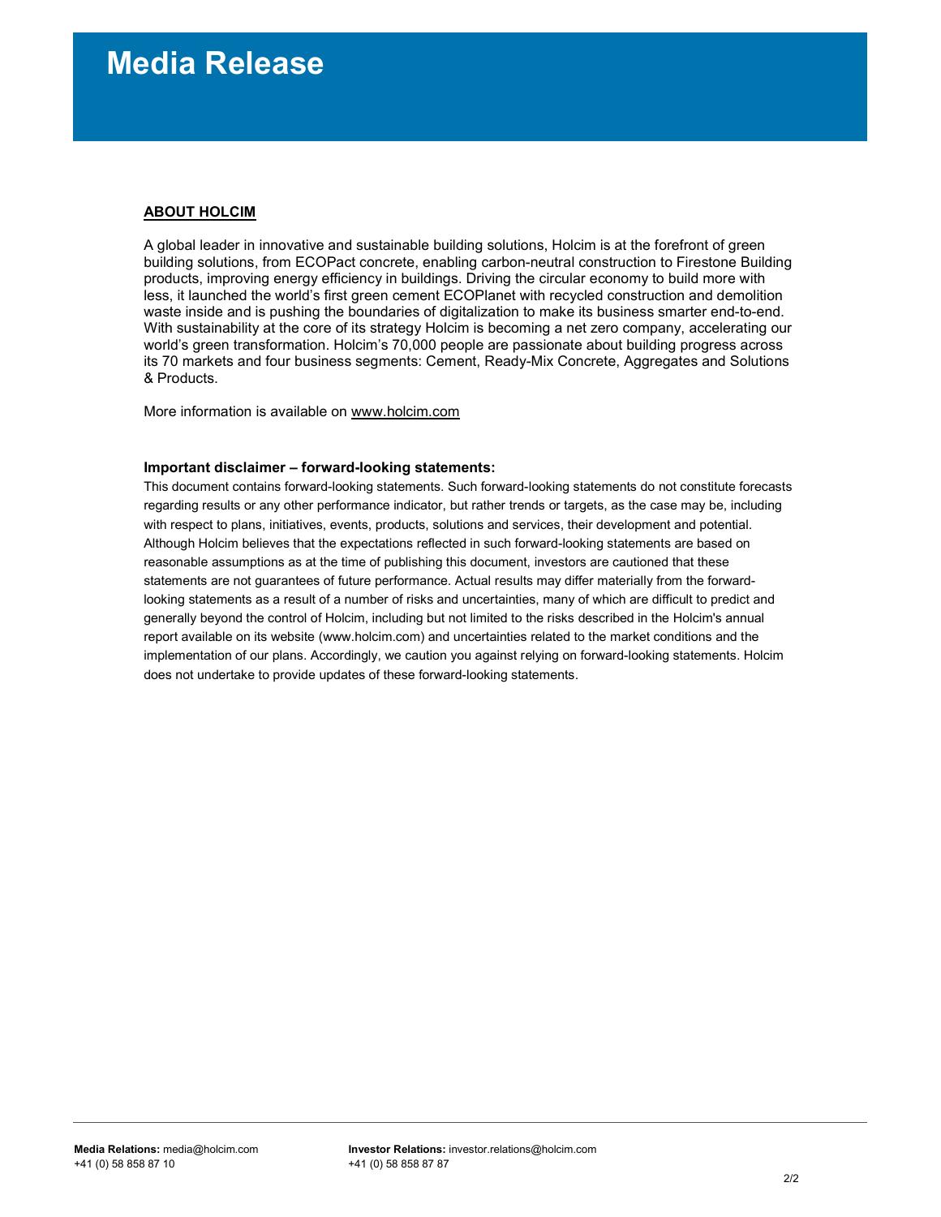# Media Release

## ABOUT HOLCIM

A global leader in innovative and sustainable building solutions, Holcim is at the forefront of green building solutions, from ECOPact concrete, enabling carbon-neutral construction to Firestone Building products, improving energy efficiency in buildings. Driving the circular economy to build more with less, it launched the world's first green cement ECOPlanet with recycled construction and demolition waste inside and is pushing the boundaries of digitalization to make its business smarter end-to-end. With sustainability at the core of its strategy Holcim is becoming a net zero company, accelerating our world's green transformation. Holcim's 70,000 people are passionate about building progress across its 70 markets and four business segments: Cement, Ready-Mix Concrete, Aggregates and Solutions & Products.

More information is available on [www.holcim.com](http://www.holcim.com)

### Important disclaimer – forward-looking statements:

This document contains forward-looking statements. Such forward-looking statements do not constitute forecasts regarding results or any other performance indicator, but rather trends or targets, as the case may be, including with respect to plans, initiatives, events, products, solutions and services, their development and potential. Although Holcim believes that the expectations reflected in such forward-looking statements are based on reasonable assumptions as at the time of publishing this document, investors are cautioned that these statements are not guarantees of future performance. Actual results may differ materially from the forward-looking statements as a result of a number of risks and uncertainties, many of which are difficult to predict and generally beyond the control of Holcim, including but not limited to the risks described in the Holcim's annual report available on its website (www.holcim.com) and uncertainties related to the market conditions and the implementation of our plans. Accordingly, we caution you against relying on forward-looking statements. Holcim does not undertake to provide updates of these forward-looking statements.

**Media Relations:** media@holcim.com
+41 (0) 58 858 87 10

**Investor Relations:** investor.relations@holcim.com
+41 (0) 58 858 87 87